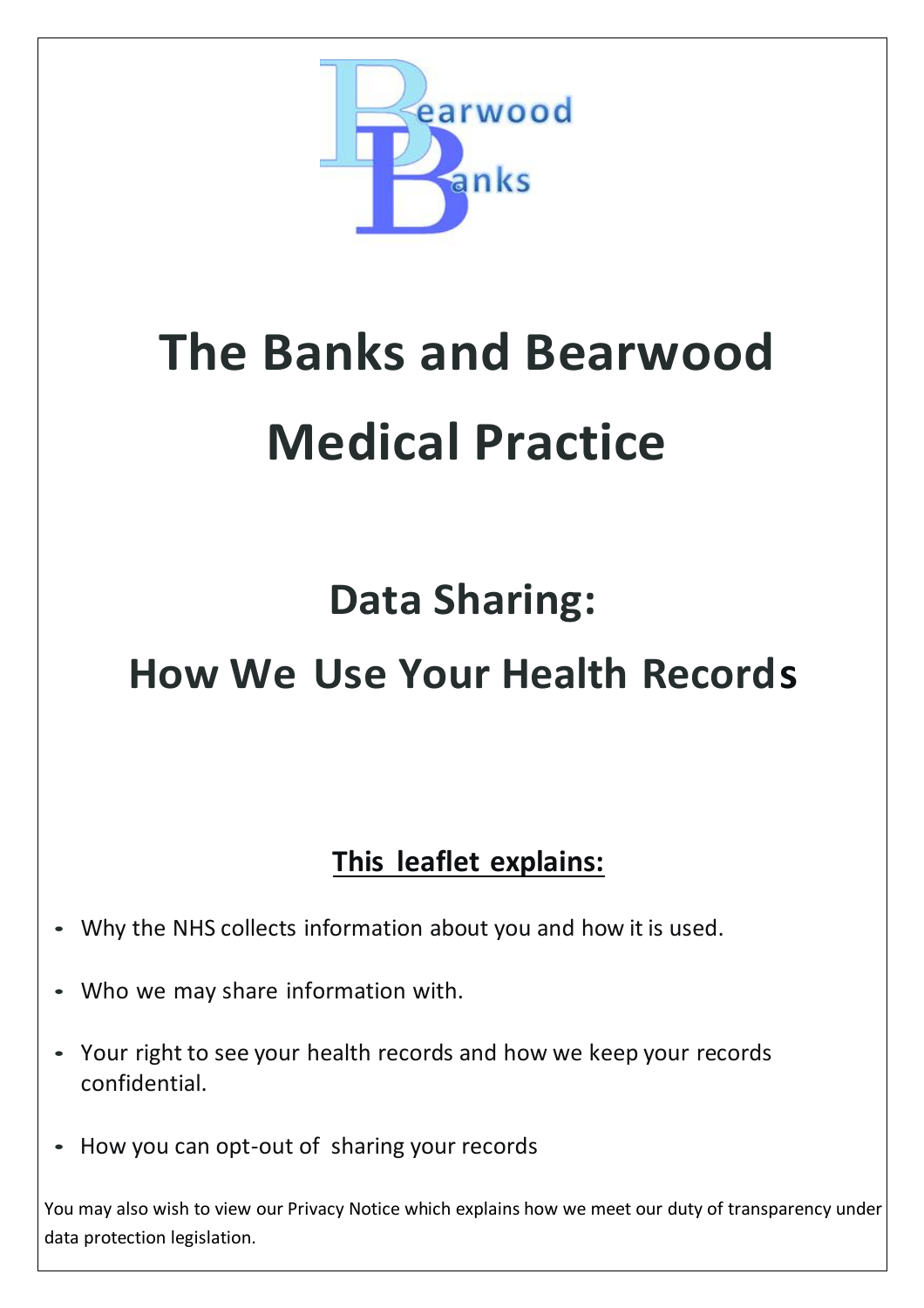# The Banks and Bearwood Medical Practice

## Data Sharing:

## How We Use Your Health Records

**<u>This leaflet explains:</u>**

- Why the NHS collects information about you and how it is used.
- Who we may share information with.
- Your right to see your health records and how we keep your records confidential.
- How you can opt-out of sharing your records

You may also wish to view our Privacy Notice which explains how we meet our duty of transparency under data protection legislation.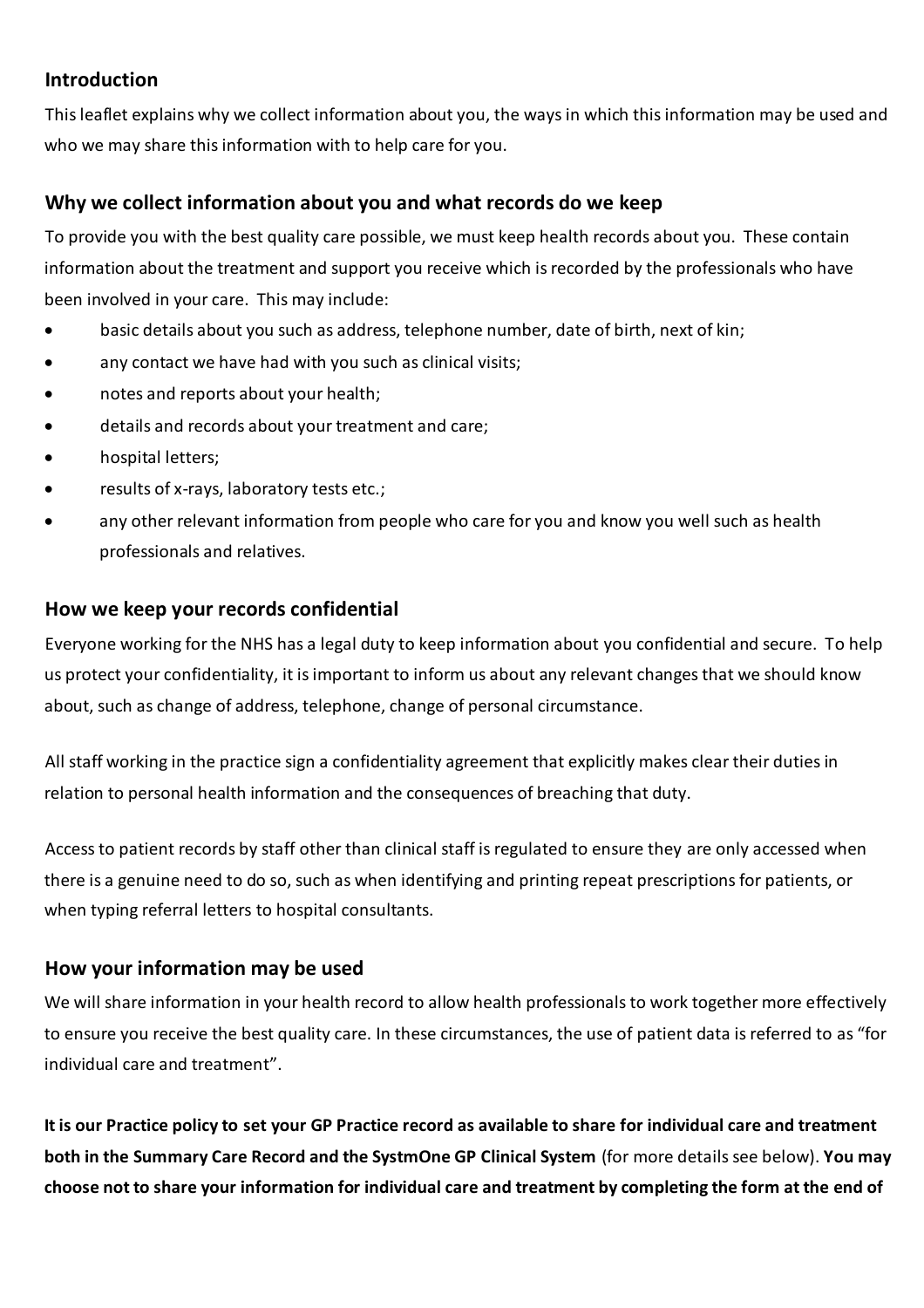## Introduction

This leaflet explains why we collect information about you, the ways in which this information may be used and who we may share this information with to help care for you.

## Why we collect information about you and what records do we keep

To provide you with the best quality care possible, we must keep health records about you. These contain information about the treatment and support you receive which is recorded by the professionals who have been involved in your care. This may include:

- basic details about you such as address, telephone number, date of birth, next of kin;
- any contact we have had with you such as clinical visits;
- notes and reports about your health;
- details and records about your treatment and care;
- hospital letters;
- results of x-rays, laboratory tests etc.;
- any other relevant information from people who care for you and know you well such as health professionals and relatives.

## How we keep your records confidential

Everyone working for the NHS has a legal duty to keep information about you confidential and secure. To help us protect your confidentiality, it is important to inform us about any relevant changes that we should know about, such as change of address, telephone, change of personal circumstance.

All staff working in the practice sign a confidentiality agreement that explicitly makes clear their duties in relation to personal health information and the consequences of breaching that duty.

Access to patient records by staff other than clinical staff is regulated to ensure they are only accessed when there is a genuine need to do so, such as when identifying and printing repeat prescriptions for patients, or when typing referral letters to hospital consultants.

## How your information may be used

We will share information in your health record to allow health professionals to work together more effectively to ensure you receive the best quality care. In these circumstances, the use of patient data is referred to as "for individual care and treatment".

**It is our Practice policy to set your GP Practice record as available to share for individual care and treatment both in the Summary Care Record and the SystmOne GP Clinical System** (for more details see below). **You may choose not to share your information for individual care and treatment by completing the form at the end of**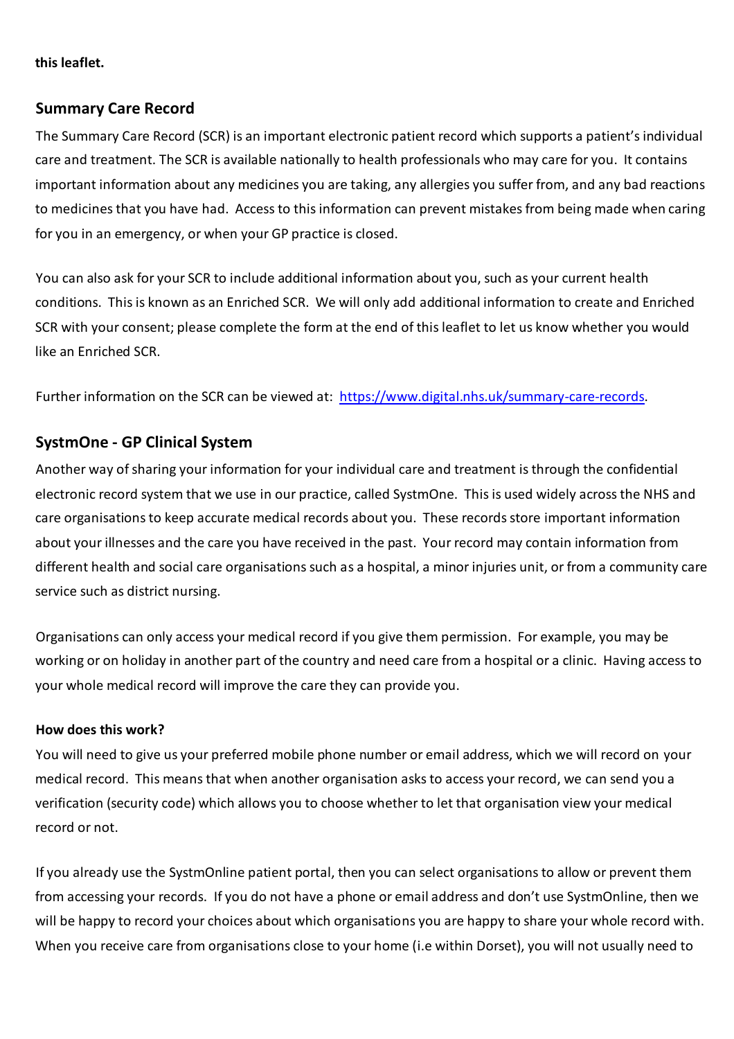**this leaflet.**

## Summary Care Record

The Summary Care Record (SCR) is an important electronic patient record which supports a patient's individual care and treatment. The SCR is available nationally to health professionals who may care for you. It contains important information about any medicines you are taking, any allergies you suffer from, and any bad reactions to medicines that you have had. Access to this information can prevent mistakes from being made when caring for you in an emergency, or when your GP practice is closed.

You can also ask for your SCR to include additional information about you, such as your current health conditions. This is known as an Enriched SCR. We will only add additional information to create and Enriched SCR with your consent; please complete the form at the end of this leaflet to let us know whether you would like an Enriched SCR.

Further information on the SCR can be viewed at: [https://www.digital.nhs.uk/summary-care-records](https://www.digital.nhs.uk/summary-care-records).

## SystmOne - GP Clinical System

Another way of sharing your information for your individual care and treatment is through the confidential electronic record system that we use in our practice, called SystmOne. This is used widely across the NHS and care organisations to keep accurate medical records about you. These records store important information about your illnesses and the care you have received in the past. Your record may contain information from different health and social care organisations such as a hospital, a minor injuries unit, or from a community care service such as district nursing.

Organisations can only access your medical record if you give them permission. For example, you may be working or on holiday in another part of the country and need care from a hospital or a clinic. Having access to your whole medical record will improve the care they can provide you.

**How does this work?**

You will need to give us your preferred mobile phone number or email address, which we will record on your medical record. This means that when another organisation asks to access your record, we can send you a verification (security code) which allows you to choose whether to let that organisation view your medical record or not.

If you already use the SystmOnline patient portal, then you can select organisations to allow or prevent them from accessing your records. If you do not have a phone or email address and don't use SystmOnline, then we will be happy to record your choices about which organisations you are happy to share your whole record with. When you receive care from organisations close to your home (i.e within Dorset), you will not usually need to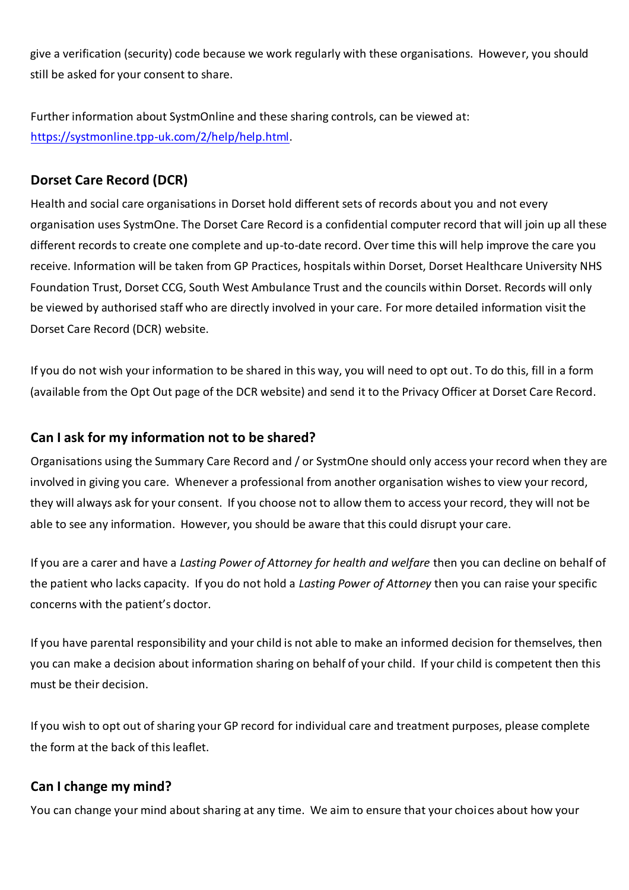give a verification (security) code because we work regularly with these organisations. However, you should still be asked for your consent to share.

Further information about SystmOnline and these sharing controls, can be viewed at: https://systmonline.tpp-uk.com/2/help/help.html.

## Dorset Care Record (DCR)

Health and social care organisations in Dorset hold different sets of records about you and not every organisation uses SystmOne. The Dorset Care Record is a confidential computer record that will join up all these different records to create one complete and up-to-date record. Over time this will help improve the care you receive. Information will be taken from GP Practices, hospitals within Dorset, Dorset Healthcare University NHS Foundation Trust, Dorset CCG, South West Ambulance Trust and the councils within Dorset. Records will only be viewed by authorised staff who are directly involved in your care. For more detailed information visit the Dorset Care Record (DCR) website.

If you do not wish your information to be shared in this way, you will need to opt out. To do this, fill in a form (available from the Opt Out page of the DCR website) and send it to the Privacy Officer at Dorset Care Record.

## Can I ask for my information not to be shared?

Organisations using the Summary Care Record and / or SystmOne should only access your record when they are involved in giving you care. Whenever a professional from another organisation wishes to view your record, they will always ask for your consent. If you choose not to allow them to access your record, they will not be able to see any information. However, you should be aware that this could disrupt your care.

If you are a carer and have a *Lasting Power of Attorney for health and welfare* then you can decline on behalf of the patient who lacks capacity. If you do not hold a *Lasting Power of Attorney* then you can raise your specific concerns with the patient's doctor.

If you have parental responsibility and your child is not able to make an informed decision for themselves, then you can make a decision about information sharing on behalf of your child. If your child is competent then this must be their decision.

If you wish to opt out of sharing your GP record for individual care and treatment purposes, please complete the form at the back of this leaflet.

## Can I change my mind?

You can change your mind about sharing at any time. We aim to ensure that your choices about how your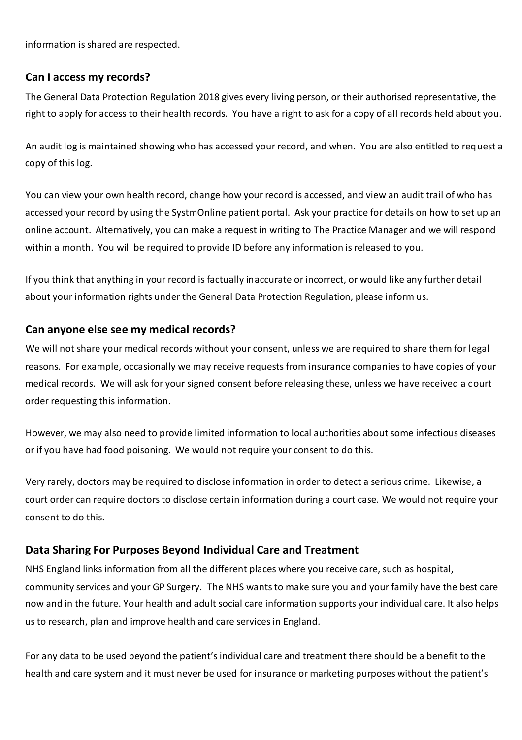information is shared are respected.

## Can I access my records?

The General Data Protection Regulation 2018 gives every living person, or their authorised representative, the right to apply for access to their health records. You have a right to ask for a copy of all records held about you.

An audit log is maintained showing who has accessed your record, and when. You are also entitled to request a copy of this log.

You can view your own health record, change how your record is accessed, and view an audit trail of who has accessed your record by using the SystmOnline patient portal. Ask your practice for details on how to set up an online account. Alternatively, you can make a request in writing to The Practice Manager and we will respond within a month. You will be required to provide ID before any information is released to you.

If you think that anything in your record is factually inaccurate or incorrect, or would like any further detail about your information rights under the General Data Protection Regulation, please inform us.

## Can anyone else see my medical records?

We will not share your medical records without your consent, unless we are required to share them for legal reasons. For example, occasionally we may receive requests from insurance companies to have copies of your medical records. We will ask for your signed consent before releasing these, unless we have received a court order requesting this information.

However, we may also need to provide limited information to local authorities about some infectious diseases or if you have had food poisoning. We would not require your consent to do this.

Very rarely, doctors may be required to disclose information in order to detect a serious crime. Likewise, a court order can require doctors to disclose certain information during a court case. We would not require your consent to do this.

## Data Sharing For Purposes Beyond Individual Care and Treatment

NHS England links information from all the different places where you receive care, such as hospital, community services and your GP Surgery. The NHS wants to make sure you and your family have the best care now and in the future. Your health and adult social care information supports your individual care. It also helps us to research, plan and improve health and care services in England.

For any data to be used beyond the patient's individual care and treatment there should be a benefit to the health and care system and it must never be used for insurance or marketing purposes without the patient's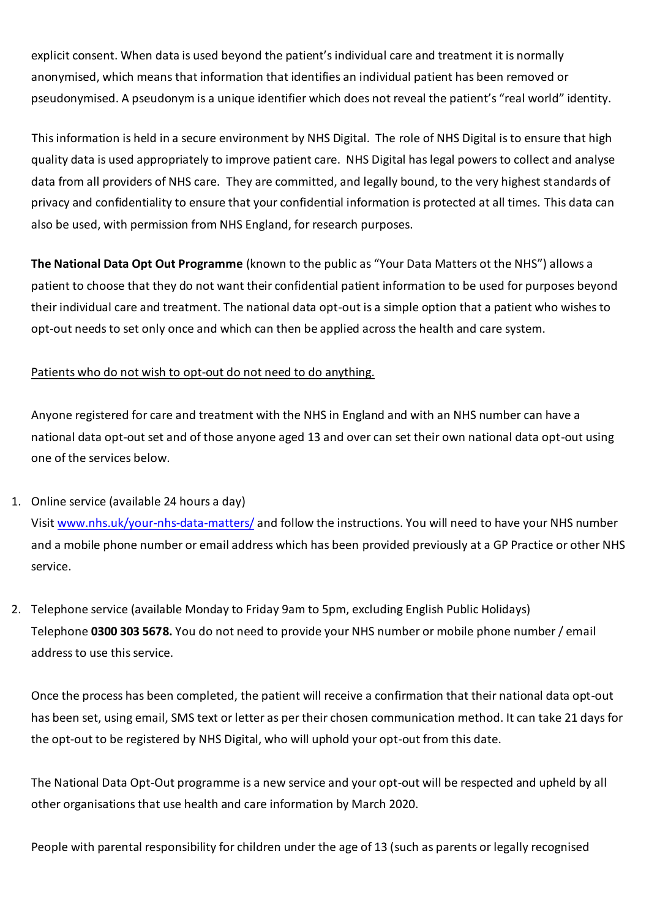explicit consent. When data is used beyond the patient's individual care and treatment it is normally anonymised, which means that information that identifies an individual patient has been removed or pseudonymised. A pseudonym is a unique identifier which does not reveal the patient's "real world" identity.

This information is held in a secure environment by NHS Digital. The role of NHS Digital is to ensure that high quality data is used appropriately to improve patient care. NHS Digital has legal powers to collect and analyse data from all providers of NHS care. They are committed, and legally bound, to the very highest standards of privacy and confidentiality to ensure that your confidential information is protected at all times. This data can also be used, with permission from NHS England, for research purposes.

**The National Data Opt Out Programme** (known to the public as "Your Data Matters ot the NHS") allows a patient to choose that they do not want their confidential patient information to be used for purposes beyond their individual care and treatment. The national data opt-out is a simple option that a patient who wishes to opt-out needs to set only once and which can then be applied across the health and care system.

<u>Patients who do not wish to opt-out do not need to do anything.</u>

Anyone registered for care and treatment with the NHS in England and with an NHS number can have a national data opt-out set and of those anyone aged 13 and over can set their own national data opt-out using one of the services below.

1. Online service (available 24 hours a day)
   Visit [www.nhs.uk/your-nhs-data-matters/](http://www.nhs.uk/your-nhs-data-matters/) and follow the instructions. You will need to have your NHS number and a mobile phone number or email address which has been provided previously at a GP Practice or other NHS service.

2. Telephone service (available Monday to Friday 9am to 5pm, excluding English Public Holidays)
   Telephone **0300 303 5678.** You do not need to provide your NHS number or mobile phone number / email address to use this service.

   Once the process has been completed, the patient will receive a confirmation that their national data opt-out has been set, using email, SMS text or letter as per their chosen communication method. It can take 21 days for the opt-out to be registered by NHS Digital, who will uphold your opt-out from this date.

   The National Data Opt-Out programme is a new service and your opt-out will be respected and upheld by all other organisations that use health and care information by March 2020.

   People with parental responsibility for children under the age of 13 (such as parents or legally recognised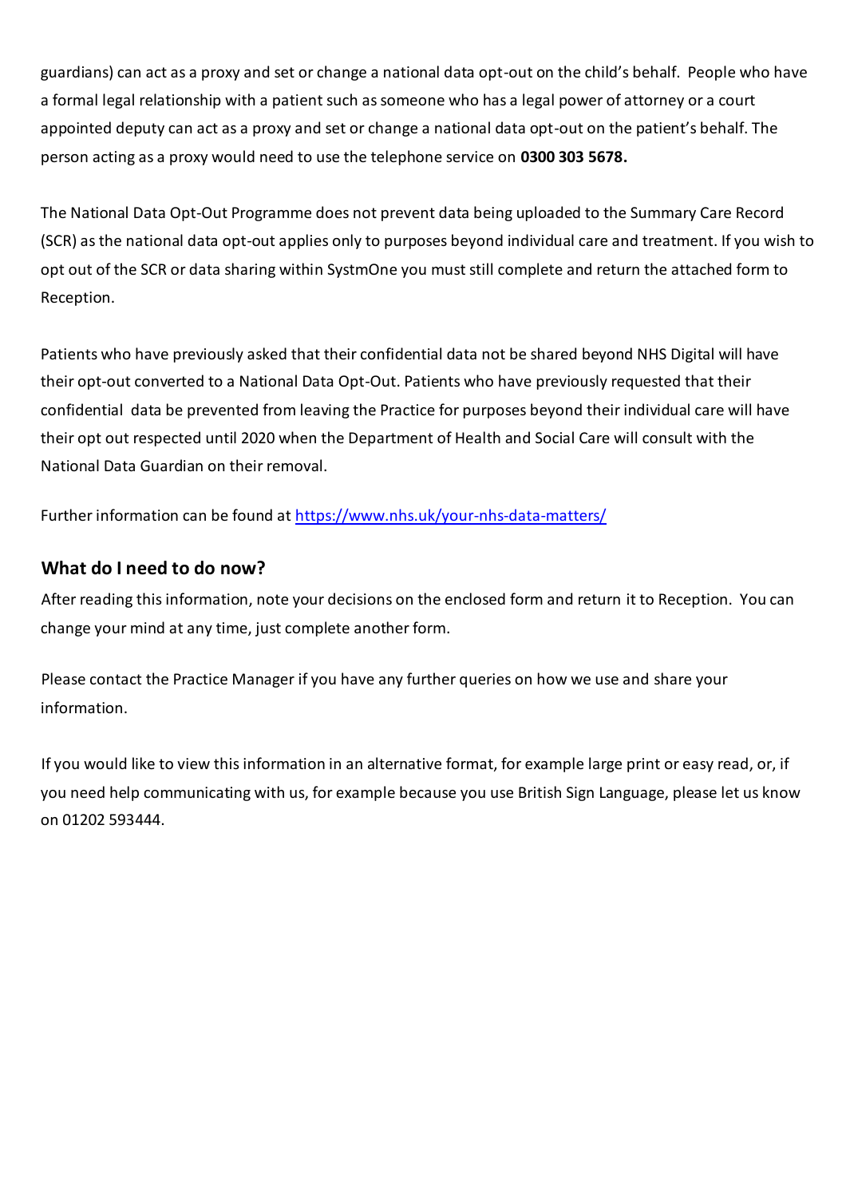guardians) can act as a proxy and set or change a national data opt-out on the child's behalf. People who have a formal legal relationship with a patient such as someone who has a legal power of attorney or a court appointed deputy can act as a proxy and set or change a national data opt-out on the patient's behalf. The person acting as a proxy would need to use the telephone service on **0300 303 5678.**

The National Data Opt-Out Programme does not prevent data being uploaded to the Summary Care Record (SCR) as the national data opt-out applies only to purposes beyond individual care and treatment. If you wish to opt out of the SCR or data sharing within SystmOne you must still complete and return the attached form to Reception.

Patients who have previously asked that their confidential data not be shared beyond NHS Digital will have their opt-out converted to a National Data Opt-Out. Patients who have previously requested that their confidential data be prevented from leaving the Practice for purposes beyond their individual care will have their opt out respected until 2020 when the Department of Health and Social Care will consult with the National Data Guardian on their removal.

Further information can be found at [https://www.nhs.uk/your-nhs-data-matters/](https://www.nhs.uk/your-nhs-data-matters/)

### What do I need to do now?

After reading this information, note your decisions on the enclosed form and return it to Reception. You can change your mind at any time, just complete another form.

Please contact the Practice Manager if you have any further queries on how we use and share your information.

If you would like to view this information in an alternative format, for example large print or easy read, or, if you need help communicating with us, for example because you use British Sign Language, please let us know on 01202 593444.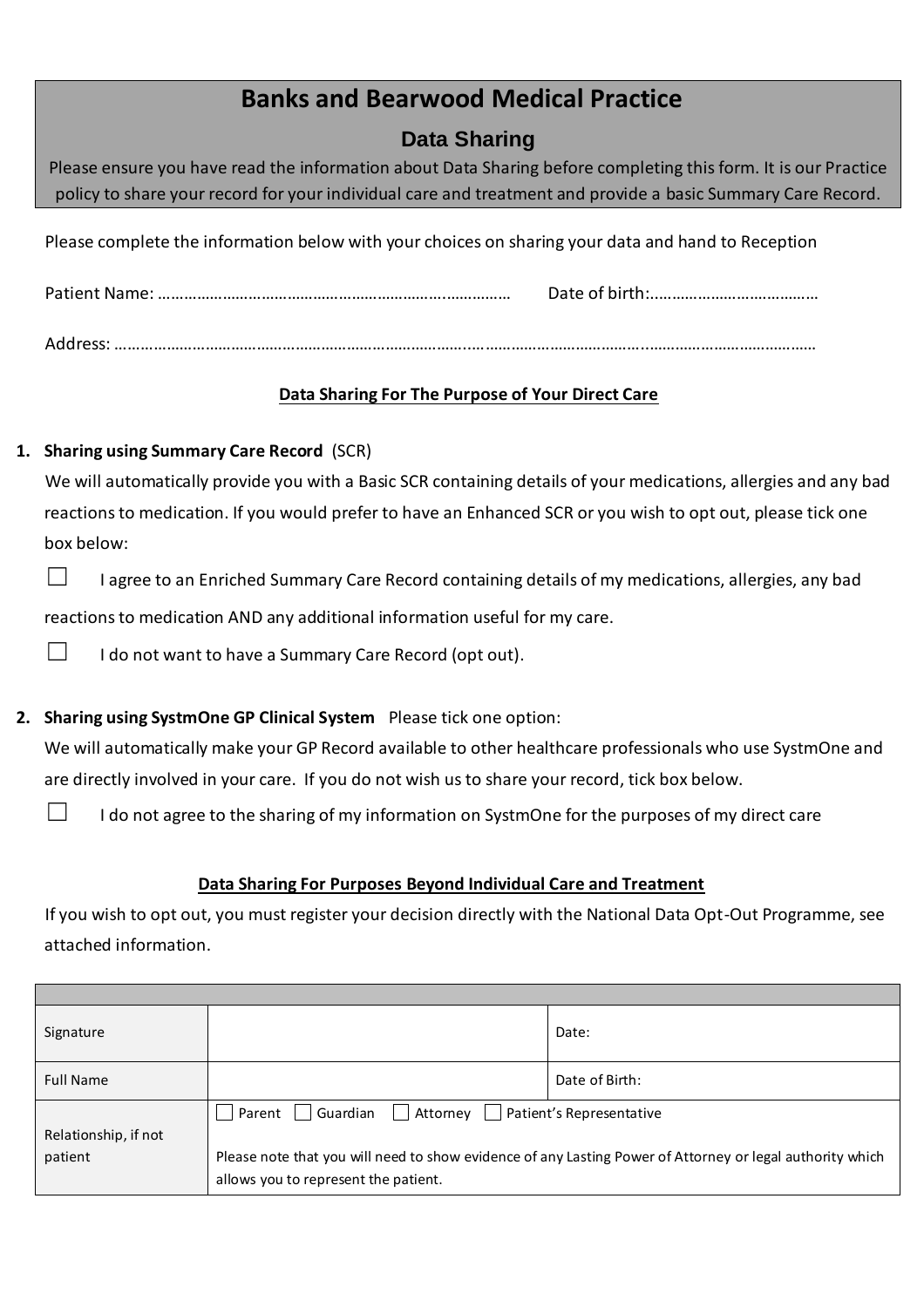# Banks and Bearwood Medical Practice

## Data Sharing

Please ensure you have read the information about Data Sharing before completing this form. It is our Practice policy to share your record for your individual care and treatment and provide a basic Summary Care Record.

Please complete the information below with your choices on sharing your data and hand to Reception

Patient Name: …………………………………………………………………………… Date of birth:…………………………………

Address: ……………………………………………………………………………………………………………………………………………………

**Data Sharing For The Purpose of Your Direct Care**

1. **Sharing using Summary Care Record** (SCR)

   We will automatically provide you with a Basic SCR containing details of your medications, allergies and any bad reactions to medication. If you would prefer to have an Enhanced SCR or you wish to opt out, please tick one box below:

   ☐ I agree to an Enriched Summary Care Record containing details of my medications, allergies, any bad reactions to medication AND any additional information useful for my care.

   ☐ I do not want to have a Summary Care Record (opt out).

2. **Sharing using SystmOne GP Clinical System** Please tick one option:

   We will automatically make your GP Record available to other healthcare professionals who use SystmOne and are directly involved in your care. If you do not wish us to share your record, tick box below.

   ☐ I do not agree to the sharing of my information on SystmOne for the purposes of my direct care

**Data Sharing For Purposes Beyond Individual Care and Treatment**

If you wish to opt out, you must register your decision directly with the National Data Opt-Out Programme, see attached information.

| | | |
|---|---|---|
| Signature | | Date: |
| Full Name | | Date of Birth: |
| Relationship, if not patient | ☐ Parent ☐ Guardian ☐ Attorney ☐ Patient's Representative<br><br>Please note that you will need to show evidence of any Lasting Power of Attorney or legal authority which allows you to represent the patient. | |